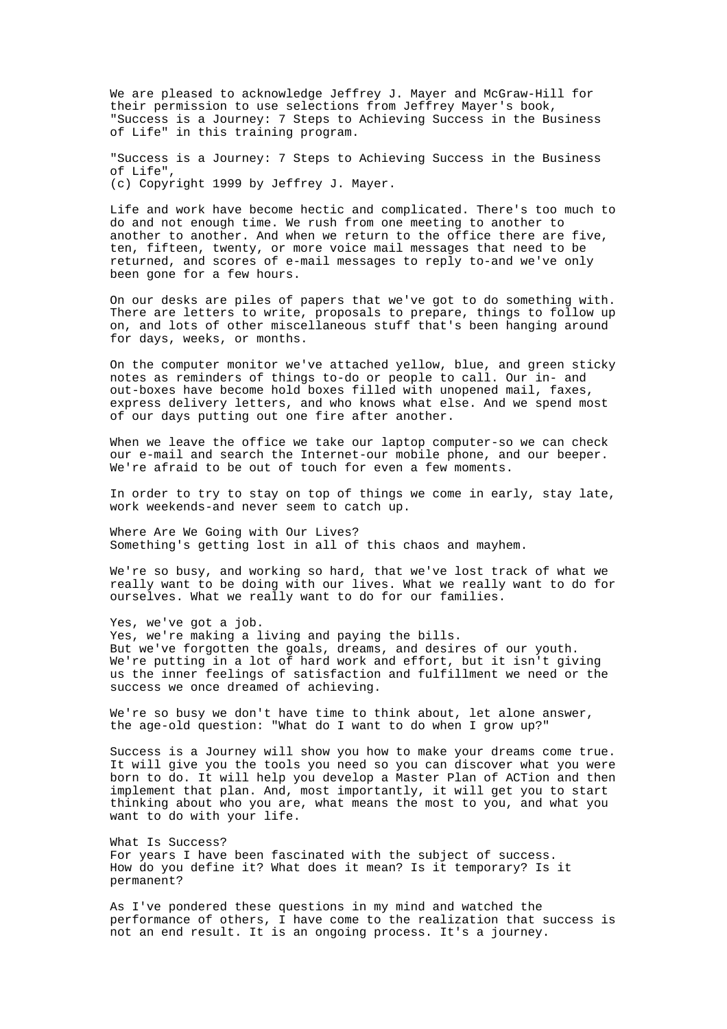We are pleased to acknowledge Jeffrey J. Mayer and McGraw-Hill for their permission to use selections from Jeffrey Mayer's book, "Success is a Journey: 7 Steps to Achieving Success in the Business of Life" in this training program.

"Success is a Journey: 7 Steps to Achieving Success in the Business of Life",
(c) Copyright 1999 by Jeffrey J. Mayer.

Life and work have become hectic and complicated. There's too much to do and not enough time. We rush from one meeting to another to another to another. And when we return to the office there are five, ten, fifteen, twenty, or more voice mail messages that need to be returned, and scores of e-mail messages to reply to-and we've only been gone for a few hours.

On our desks are piles of papers that we've got to do something with. There are letters to write, proposals to prepare, things to follow up on, and lots of other miscellaneous stuff that's been hanging around for days, weeks, or months.

On the computer monitor we've attached yellow, blue, and green sticky notes as reminders of things to-do or people to call. Our in- and out-boxes have become hold boxes filled with unopened mail, faxes, express delivery letters, and who knows what else. And we spend most of our days putting out one fire after another.

When we leave the office we take our laptop computer-so we can check our e-mail and search the Internet-our mobile phone, and our beeper. We're afraid to be out of touch for even a few moments.

In order to try to stay on top of things we come in early, stay late, work weekends-and never seem to catch up.

## Where Are We Going with Our Lives?

Something's getting lost in all of this chaos and mayhem.

We're so busy, and working so hard, that we've lost track of what we really want to be doing with our lives. What we really want to do for ourselves. What we really want to do for our families.

Yes, we've got a job.
Yes, we're making a living and paying the bills.
But we've forgotten the goals, dreams, and desires of our youth. We're putting in a lot of hard work and effort, but it isn't giving us the inner feelings of satisfaction and fulfillment we need or the success we once dreamed of achieving.

We're so busy we don't have time to think about, let alone answer, the age-old question: "What do I want to do when I grow up?"

Success is a Journey will show you how to make your dreams come true. It will give you the tools you need so you can discover what you were born to do. It will help you develop a Master Plan of ACTion and then implement that plan. And, most importantly, it will get you to start thinking about who you are, what means the most to you, and what you want to do with your life.

## What Is Success?

For years I have been fascinated with the subject of success. How do you define it? What does it mean? Is it temporary? Is it permanent?

As I've pondered these questions in my mind and watched the performance of others, I have come to the realization that success is not an end result. It is an ongoing process. It's a journey.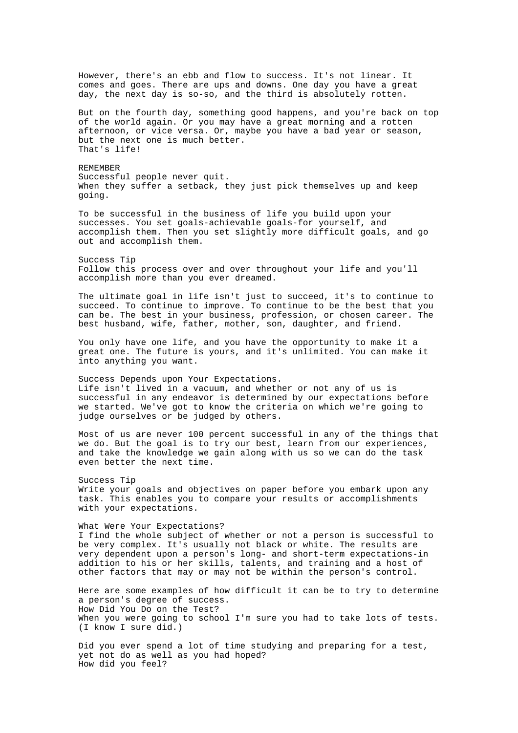However, there's an ebb and flow to success. It's not linear. It comes and goes. There are ups and downs. One day you have a great day, the next day is so-so, and the third is absolutely rotten.

But on the fourth day, something good happens, and you're back on top of the world again. Or you may have a great morning and a rotten afternoon, or vice versa. Or, maybe you have a bad year or season, but the next one is much better.
That's life!

REMEMBER
Successful people never quit.
When they suffer a setback, they just pick themselves up and keep going.

To be successful in the business of life you build upon your successes. You set goals-achievable goals-for yourself, and accomplish them. Then you set slightly more difficult goals, and go out and accomplish them.

Success Tip
Follow this process over and over throughout your life and you'll accomplish more than you ever dreamed.

The ultimate goal in life isn't just to succeed, it's to continue to succeed. To continue to improve. To continue to be the best that you can be. The best in your business, profession, or chosen career. The best husband, wife, father, mother, son, daughter, and friend.

You only have one life, and you have the opportunity to make it a great one. The future is yours, and it's unlimited. You can make it into anything you want.

Success Depends upon Your Expectations.
Life isn't lived in a vacuum, and whether or not any of us is successful in any endeavor is determined by our expectations before we started. We've got to know the criteria on which we're going to judge ourselves or be judged by others.

Most of us are never 100 percent successful in any of the things that we do. But the goal is to try our best, learn from our experiences, and take the knowledge we gain along with us so we can do the task even better the next time.

Success Tip
Write your goals and objectives on paper before you embark upon any task. This enables you to compare your results or accomplishments with your expectations.

What Were Your Expectations?
I find the whole subject of whether or not a person is successful to be very complex. It's usually not black or white. The results are very dependent upon a person's long- and short-term expectations-in addition to his or her skills, talents, and training and a host of other factors that may or may not be within the person's control.

Here are some examples of how difficult it can be to try to determine a person's degree of success.
How Did You Do on the Test?
When you were going to school I'm sure you had to take lots of tests. (I know I sure did.)

Did you ever spend a lot of time studying and preparing for a test, yet not do as well as you had hoped?
How did you feel?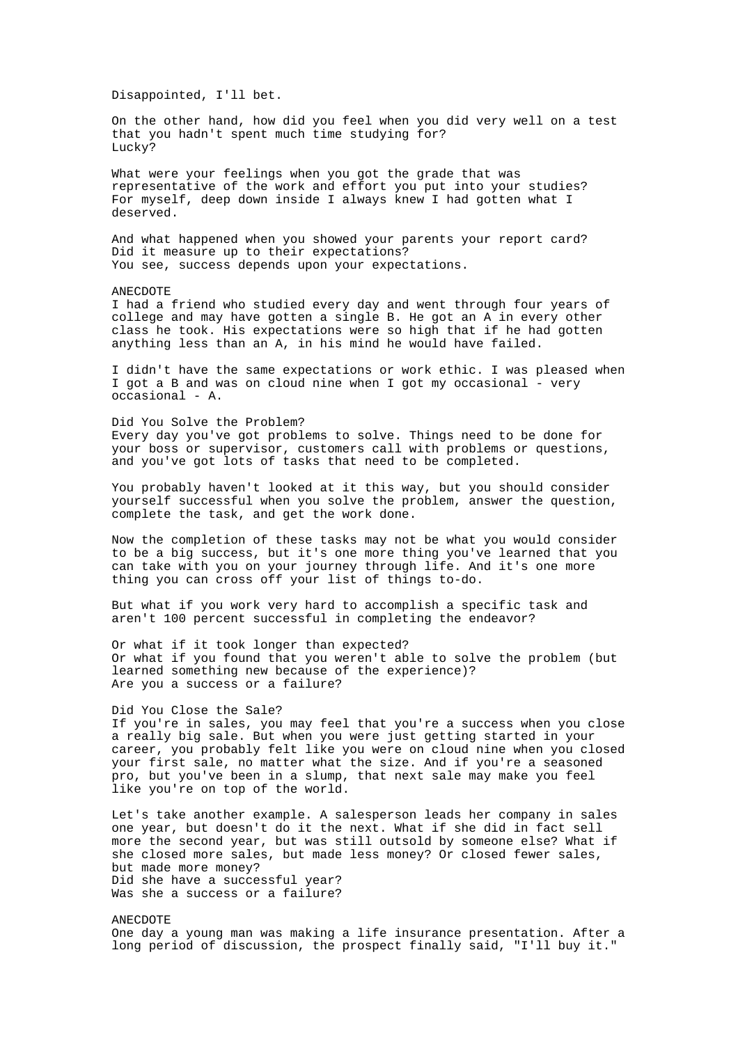Disappointed, I'll bet.

On the other hand, how did you feel when you did very well on a test that you hadn't spent much time studying for?
Lucky?

What were your feelings when you got the grade that was representative of the work and effort you put into your studies?
For myself, deep down inside I always knew I had gotten what I deserved.

And what happened when you showed your parents your report card?
Did it measure up to their expectations?
You see, success depends upon your expectations.

ANECDOTE
I had a friend who studied every day and went through four years of college and may have gotten a single B. He got an A in every other class he took. His expectations were so high that if he had gotten anything less than an A, in his mind he would have failed.

I didn't have the same expectations or work ethic. I was pleased when I got a B and was on cloud nine when I got my occasional - very occasional - A.

## Did You Solve the Problem?

Every day you've got problems to solve. Things need to be done for your boss or supervisor, customers call with problems or questions, and you've got lots of tasks that need to be completed.

You probably haven't looked at it this way, but you should consider yourself successful when you solve the problem, answer the question, complete the task, and get the work done.

Now the completion of these tasks may not be what you would consider to be a big success, but it's one more thing you've learned that you can take with you on your journey through life. And it's one more thing you can cross off your list of things to-do.

But what if you work very hard to accomplish a specific task and aren't 100 percent successful in completing the endeavor?

Or what if it took longer than expected?
Or what if you found that you weren't able to solve the problem (but learned something new because of the experience)?
Are you a success or a failure?

## Did You Close the Sale?

If you're in sales, you may feel that you're a success when you close a really big sale. But when you were just getting started in your career, you probably felt like you were on cloud nine when you closed your first sale, no matter what the size. And if you're a seasoned pro, but you've been in a slump, that next sale may make you feel like you're on top of the world.

Let's take another example. A salesperson leads her company in sales one year, but doesn't do it the next. What if she did in fact sell more the second year, but was still outsold by someone else? What if she closed more sales, but made less money? Or closed fewer sales, but made more money?
Did she have a successful year?
Was she a success or a failure?

ANECDOTE
One day a young man was making a life insurance presentation. After a long period of discussion, the prospect finally said, "I'll buy it."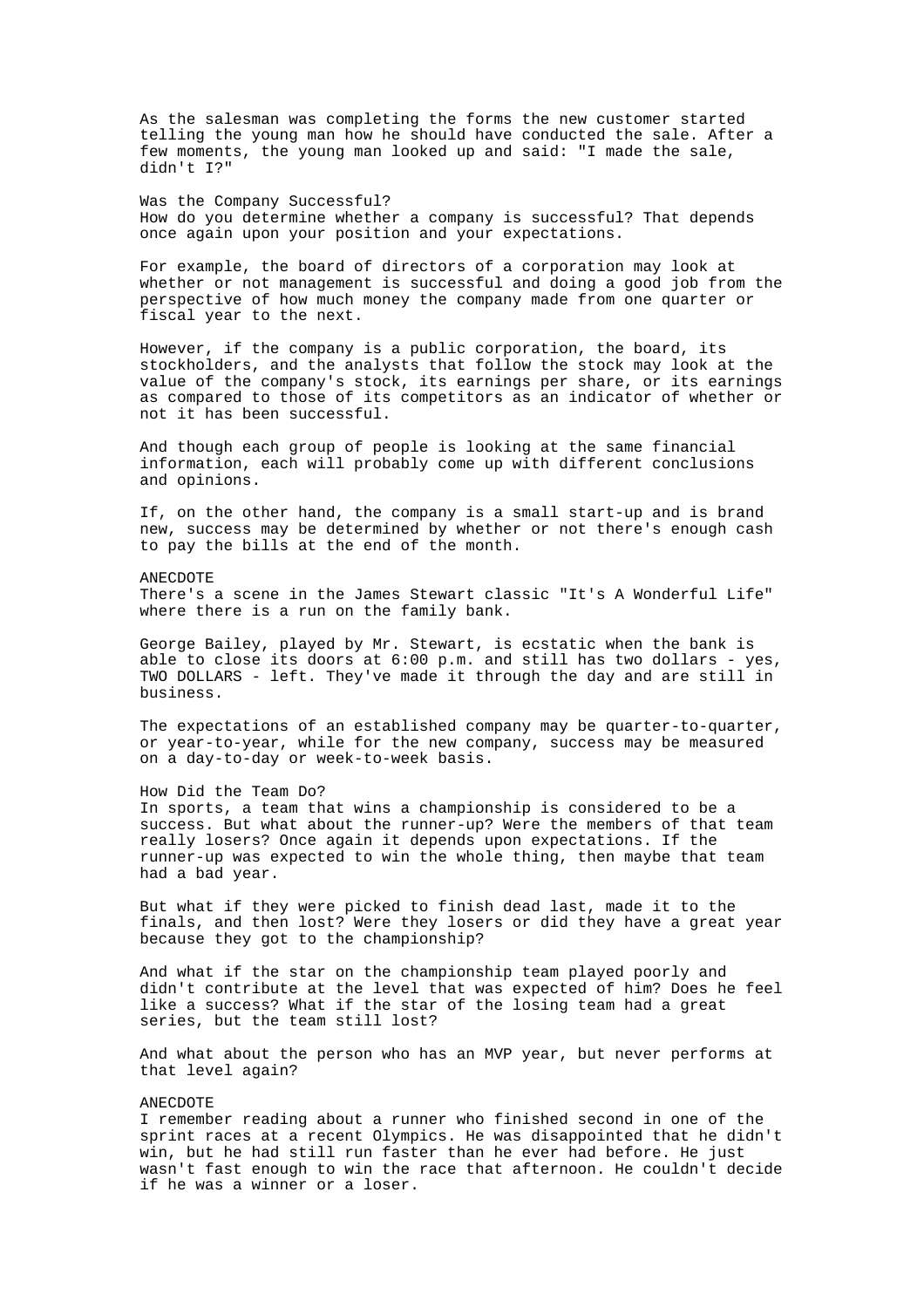As the salesman was completing the forms the new customer started telling the young man how he should have conducted the sale. After a few moments, the young man looked up and said: "I made the sale, didn't I?"

### Was the Company Successful?

How do you determine whether a company is successful? That depends once again upon your position and your expectations.

For example, the board of directors of a corporation may look at whether or not management is successful and doing a good job from the perspective of how much money the company made from one quarter or fiscal year to the next.

However, if the company is a public corporation, the board, its stockholders, and the analysts that follow the stock may look at the value of the company's stock, its earnings per share, or its earnings as compared to those of its competitors as an indicator of whether or not it has been successful.

And though each group of people is looking at the same financial information, each will probably come up with different conclusions and opinions.

If, on the other hand, the company is a small start-up and is brand new, success may be determined by whether or not there's enough cash to pay the bills at the end of the month.

#### ANECDOTE

There's a scene in the James Stewart classic "It's A Wonderful Life" where there is a run on the family bank.

George Bailey, played by Mr. Stewart, is ecstatic when the bank is able to close its doors at 6:00 p.m. and still has two dollars - yes, TWO DOLLARS - left. They've made it through the day and are still in business.

The expectations of an established company may be quarter-to-quarter, or year-to-year, while for the new company, success may be measured on a day-to-day or week-to-week basis.

### How Did the Team Do?

In sports, a team that wins a championship is considered to be a success. But what about the runner-up? Were the members of that team really losers? Once again it depends upon expectations. If the runner-up was expected to win the whole thing, then maybe that team had a bad year.

But what if they were picked to finish dead last, made it to the finals, and then lost? Were they losers or did they have a great year because they got to the championship?

And what if the star on the championship team played poorly and didn't contribute at the level that was expected of him? Does he feel like a success? What if the star of the losing team had a great series, but the team still lost?

And what about the person who has an MVP year, but never performs at that level again?

#### ANECDOTE

I remember reading about a runner who finished second in one of the sprint races at a recent Olympics. He was disappointed that he didn't win, but he had still run faster than he ever had before. He just wasn't fast enough to win the race that afternoon. He couldn't decide if he was a winner or a loser.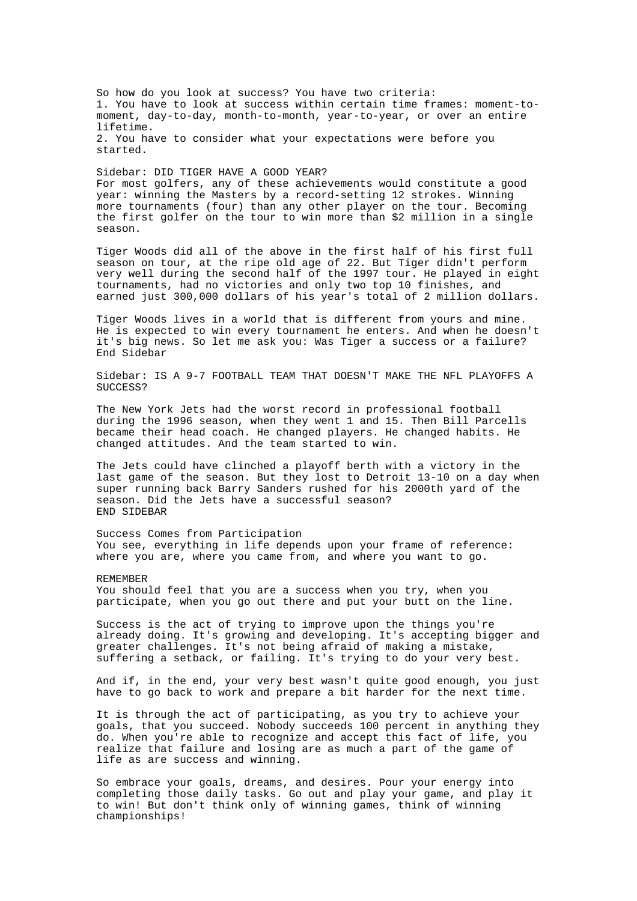So how do you look at success? You have two criteria:

1. You have to look at success within certain time frames: moment-to-moment, day-to-day, month-to-month, year-to-year, or over an entire lifetime.
2. You have to consider what your expectations were before you started.

Sidebar: DID TIGER HAVE A GOOD YEAR?

For most golfers, any of these achievements would constitute a good year: winning the Masters by a record-setting 12 strokes. Winning more tournaments (four) than any other player on the tour. Becoming the first golfer on the tour to win more than $2 million in a single season.

Tiger Woods did all of the above in the first half of his first full season on tour, at the ripe old age of 22. But Tiger didn't perform very well during the second half of the 1997 tour. He played in eight tournaments, had no victories and only two top 10 finishes, and earned just 300,000 dollars of his year's total of 2 million dollars.

Tiger Woods lives in a world that is different from yours and mine. He is expected to win every tournament he enters. And when he doesn't it's big news. So let me ask you: Was Tiger a success or a failure?

End Sidebar

Sidebar: IS A 9-7 FOOTBALL TEAM THAT DOESN'T MAKE THE NFL PLAYOFFS A SUCCESS?

The New York Jets had the worst record in professional football during the 1996 season, when they went 1 and 15. Then Bill Parcells became their head coach. He changed players. He changed habits. He changed attitudes. And the team started to win.

The Jets could have clinched a playoff berth with a victory in the last game of the season. But they lost to Detroit 13-10 on a day when super running back Barry Sanders rushed for his 2000th yard of the season. Did the Jets have a successful season?

END SIDEBAR

## Success Comes from Participation

You see, everything in life depends upon your frame of reference: where you are, where you came from, and where you want to go.

REMEMBER

You should feel that you are a success when you try, when you participate, when you go out there and put your butt on the line.

Success is the act of trying to improve upon the things you're already doing. It's growing and developing. It's accepting bigger and greater challenges. It's not being afraid of making a mistake, suffering a setback, or failing. It's trying to do your very best.

And if, in the end, your very best wasn't quite good enough, you just have to go back to work and prepare a bit harder for the next time.

It is through the act of participating, as you try to achieve your goals, that you succeed. Nobody succeeds 100 percent in anything they do. When you're able to recognize and accept this fact of life, you realize that failure and losing are as much a part of the game of life as are success and winning.

So embrace your goals, dreams, and desires. Pour your energy into completing those daily tasks. Go out and play your game, and play it to win! But don't think only of winning games, think of winning championships!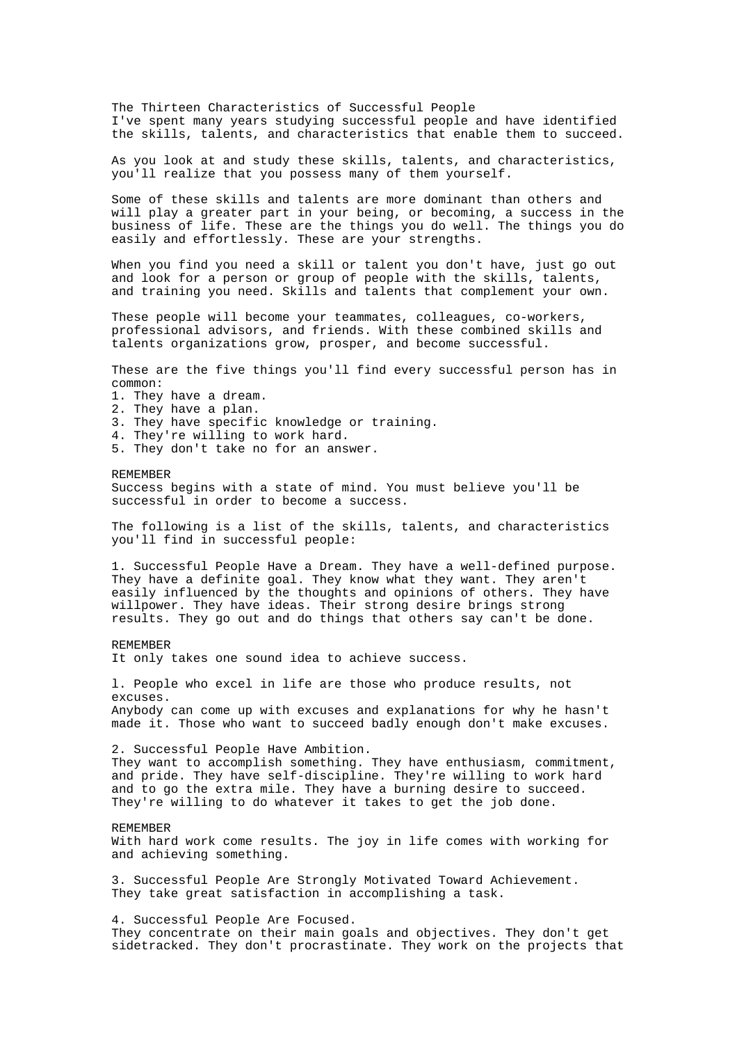## The Thirteen Characteristics of Successful People

I've spent many years studying successful people and have identified the skills, talents, and characteristics that enable them to succeed.

As you look at and study these skills, talents, and characteristics, you'll realize that you possess many of them yourself.

Some of these skills and talents are more dominant than others and will play a greater part in your being, or becoming, a success in the business of life. These are the things you do well. The things you do easily and effortlessly. These are your strengths.

When you find you need a skill or talent you don't have, just go out and look for a person or group of people with the skills, talents, and training you need. Skills and talents that complement your own.

These people will become your teammates, colleagues, co-workers, professional advisors, and friends. With these combined skills and talents organizations grow, prosper, and become successful.

These are the five things you'll find every successful person has in common:

1. They have a dream.
2. They have a plan.
3. They have specific knowledge or training.
4. They're willing to work hard.
5. They don't take no for an answer.

REMEMBER
Success begins with a state of mind. You must believe you'll be successful in order to become a success.

The following is a list of the skills, talents, and characteristics you'll find in successful people:

1. Successful People Have a Dream. They have a well-defined purpose. They have a definite goal. They know what they want. They aren't easily influenced by the thoughts and opinions of others. They have willpower. They have ideas. Their strong desire brings strong results. They go out and do things that others say can't be done.

REMEMBER
It only takes one sound idea to achieve success.

l. People who excel in life are those who produce results, not excuses.
Anybody can come up with excuses and explanations for why he hasn't made it. Those who want to succeed badly enough don't make excuses.

2. Successful People Have Ambition.
They want to accomplish something. They have enthusiasm, commitment, and pride. They have self-discipline. They're willing to work hard and to go the extra mile. They have a burning desire to succeed. They're willing to do whatever it takes to get the job done.

REMEMBER
With hard work come results. The joy in life comes with working for and achieving something.

3. Successful People Are Strongly Motivated Toward Achievement.
They take great satisfaction in accomplishing a task.

4. Successful People Are Focused.
They concentrate on their main goals and objectives. They don't get sidetracked. They don't procrastinate. They work on the projects that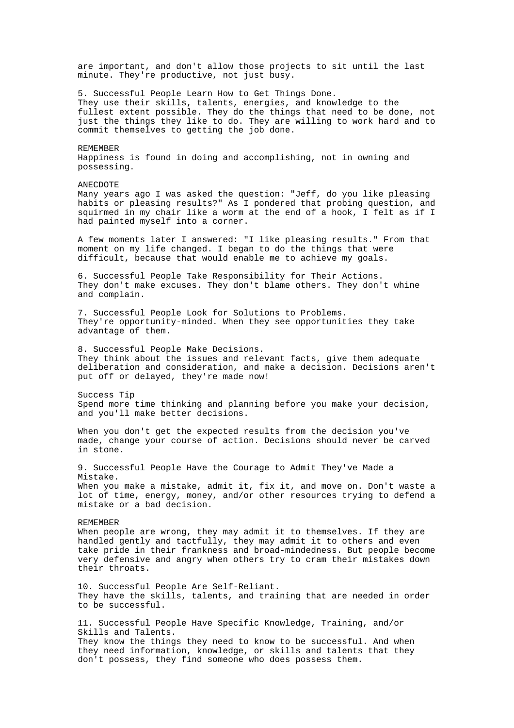are important, and don't allow those projects to sit until the last minute. They're productive, not just busy.

### 5. Successful People Learn How to Get Things Done.

They use their skills, talents, energies, and knowledge to the fullest extent possible. They do the things that need to be done, not just the things they like to do. They are willing to work hard and to commit themselves to getting the job done.

REMEMBER
Happiness is found in doing and accomplishing, not in owning and possessing.

ANECDOTE
Many years ago I was asked the question: "Jeff, do you like pleasing habits or pleasing results?" As I pondered that probing question, and squirmed in my chair like a worm at the end of a hook, I felt as if I had painted myself into a corner.

A few moments later I answered: "I like pleasing results." From that moment on my life changed. I began to do the things that were difficult, because that would enable me to achieve my goals.

### 6. Successful People Take Responsibility for Their Actions.

They don't make excuses. They don't blame others. They don't whine and complain.

### 7. Successful People Look for Solutions to Problems.

They're opportunity-minded. When they see opportunities they take advantage of them.

### 8. Successful People Make Decisions.

They think about the issues and relevant facts, give them adequate deliberation and consideration, and make a decision. Decisions aren't put off or delayed, they're made now!

Success Tip
Spend more time thinking and planning before you make your decision, and you'll make better decisions.

When you don't get the expected results from the decision you've made, change your course of action. Decisions should never be carved in stone.

### 9. Successful People Have the Courage to Admit They've Made a Mistake.

When you make a mistake, admit it, fix it, and move on. Don't waste a lot of time, energy, money, and/or other resources trying to defend a mistake or a bad decision.

REMEMBER
When people are wrong, they may admit it to themselves. If they are handled gently and tactfully, they may admit it to others and even take pride in their frankness and broad-mindedness. But people become very defensive and angry when others try to cram their mistakes down their throats.

### 10. Successful People Are Self-Reliant.

They have the skills, talents, and training that are needed in order to be successful.

### 11. Successful People Have Specific Knowledge, Training, and/or Skills and Talents.

They know the things they need to know to be successful. And when they need information, knowledge, or skills and talents that they don't possess, they find someone who does possess them.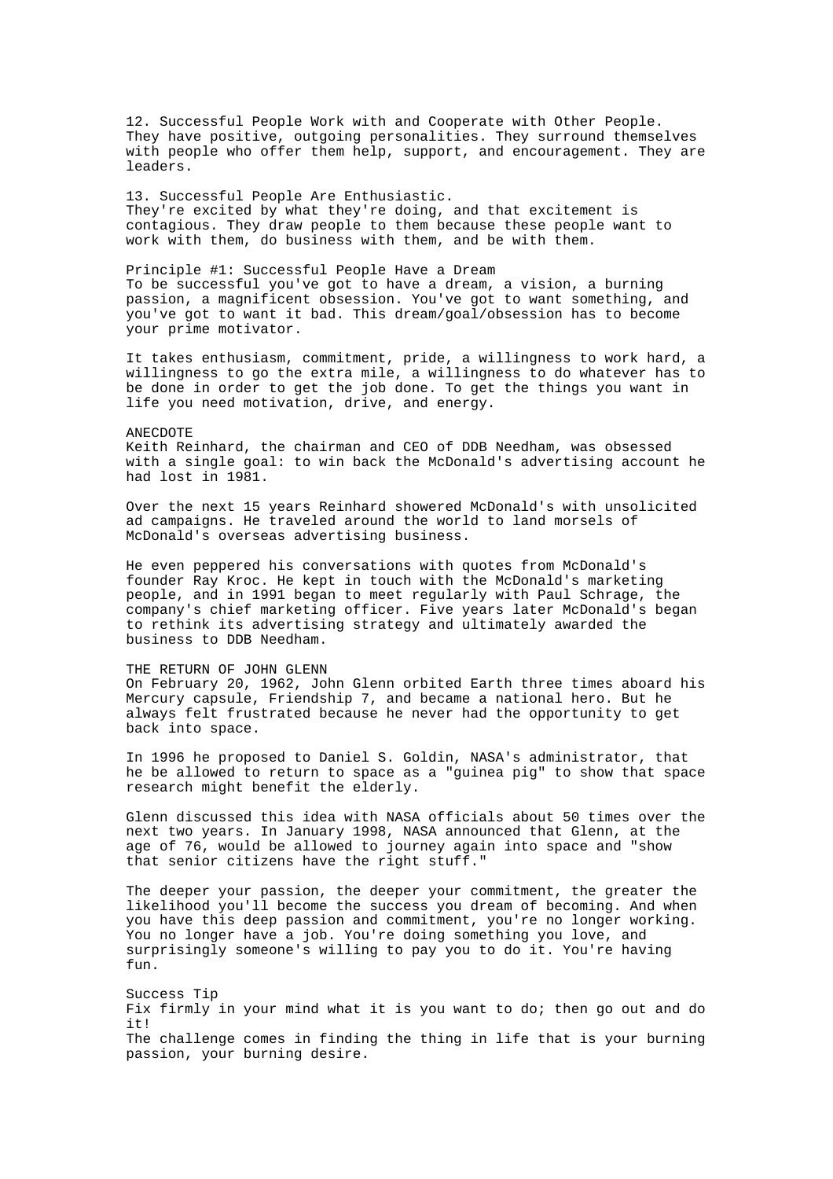12. Successful People Work with and Cooperate with Other People.
They have positive, outgoing personalities. They surround themselves with people who offer them help, support, and encouragement. They are leaders.

13. Successful People Are Enthusiastic.
They're excited by what they're doing, and that excitement is contagious. They draw people to them because these people want to work with them, do business with them, and be with them.

## Principle #1: Successful People Have a Dream

To be successful you've got to have a dream, a vision, a burning passion, a magnificent obsession. You've got to want something, and you've got to want it bad. This dream/goal/obsession has to become your prime motivator.

It takes enthusiasm, commitment, pride, a willingness to work hard, a willingness to go the extra mile, a willingness to do whatever has to be done in order to get the job done. To get the things you want in life you need motivation, drive, and energy.

### ANECDOTE

Keith Reinhard, the chairman and CEO of DDB Needham, was obsessed with a single goal: to win back the McDonald's advertising account he had lost in 1981.

Over the next 15 years Reinhard showered McDonald's with unsolicited ad campaigns. He traveled around the world to land morsels of McDonald's overseas advertising business.

He even peppered his conversations with quotes from McDonald's founder Ray Kroc. He kept in touch with the McDonald's marketing people, and in 1991 began to meet regularly with Paul Schrage, the company's chief marketing officer. Five years later McDonald's began to rethink its advertising strategy and ultimately awarded the business to DDB Needham.

### THE RETURN OF JOHN GLENN

On February 20, 1962, John Glenn orbited Earth three times aboard his Mercury capsule, Friendship 7, and became a national hero. But he always felt frustrated because he never had the opportunity to get back into space.

In 1996 he proposed to Daniel S. Goldin, NASA's administrator, that he be allowed to return to space as a "guinea pig" to show that space research might benefit the elderly.

Glenn discussed this idea with NASA officials about 50 times over the next two years. In January 1998, NASA announced that Glenn, at the age of 76, would be allowed to journey again into space and "show that senior citizens have the right stuff."

The deeper your passion, the deeper your commitment, the greater the likelihood you'll become the success you dream of becoming. And when you have this deep passion and commitment, you're no longer working. You no longer have a job. You're doing something you love, and surprisingly someone's willing to pay you to do it. You're having fun.

### Success Tip

Fix firmly in your mind what it is you want to do; then go out and do it!
The challenge comes in finding the thing in life that is your burning passion, your burning desire.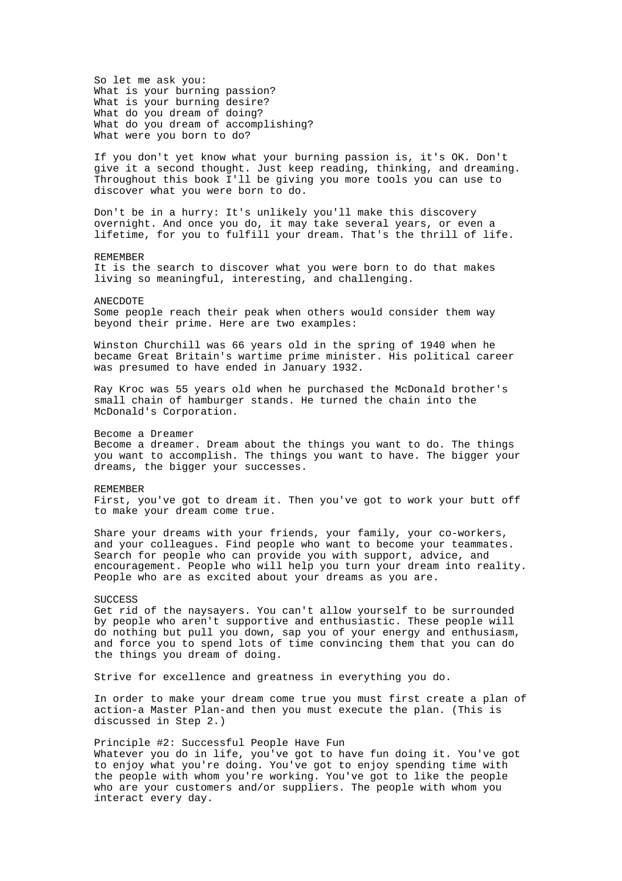So let me ask you:
What is your burning passion?
What is your burning desire?
What do you dream of doing?
What do you dream of accomplishing?
What were you born to do?

If you don't yet know what your burning passion is, it's OK. Don't give it a second thought. Just keep reading, thinking, and dreaming. Throughout this book I'll be giving you more tools you can use to discover what you were born to do.

Don't be in a hurry: It's unlikely you'll make this discovery overnight. And once you do, it may take several years, or even a lifetime, for you to fulfill your dream. That's the thrill of life.

**REMEMBER**
It is the search to discover what you were born to do that makes living so meaningful, interesting, and challenging.

**ANECDOTE**
Some people reach their peak when others would consider them way beyond their prime. Here are two examples:

Winston Churchill was 66 years old in the spring of 1940 when he became Great Britain's wartime prime minister. His political career was presumed to have ended in January 1932.

Ray Kroc was 55 years old when he purchased the McDonald brother's small chain of hamburger stands. He turned the chain into the McDonald's Corporation.

### Become a Dreamer

Become a dreamer. Dream about the things you want to do. The things you want to accomplish. The things you want to have. The bigger your dreams, the bigger your successes.

**REMEMBER**
First, you've got to dream it. Then you've got to work your butt off to make your dream come true.

Share your dreams with your friends, your family, your co-workers, and your colleagues. Find people who want to become your teammates. Search for people who can provide you with support, advice, and encouragement. People who will help you turn your dream into reality. People who are as excited about your dreams as you are.

**SUCCESS**
Get rid of the naysayers. You can't allow yourself to be surrounded by people who aren't supportive and enthusiastic. These people will do nothing but pull you down, sap you of your energy and enthusiasm, and force you to spend lots of time convincing them that you can do the things you dream of doing.

Strive for excellence and greatness in everything you do.

In order to make your dream come true you must first create a plan of action-a Master Plan-and then you must execute the plan. (This is discussed in Step 2.)

## Principle #2: Successful People Have Fun

Whatever you do in life, you've got to have fun doing it. You've got to enjoy what you're doing. You've got to enjoy spending time with the people with whom you're working. You've got to like the people who are your customers and/or suppliers. The people with whom you interact every day.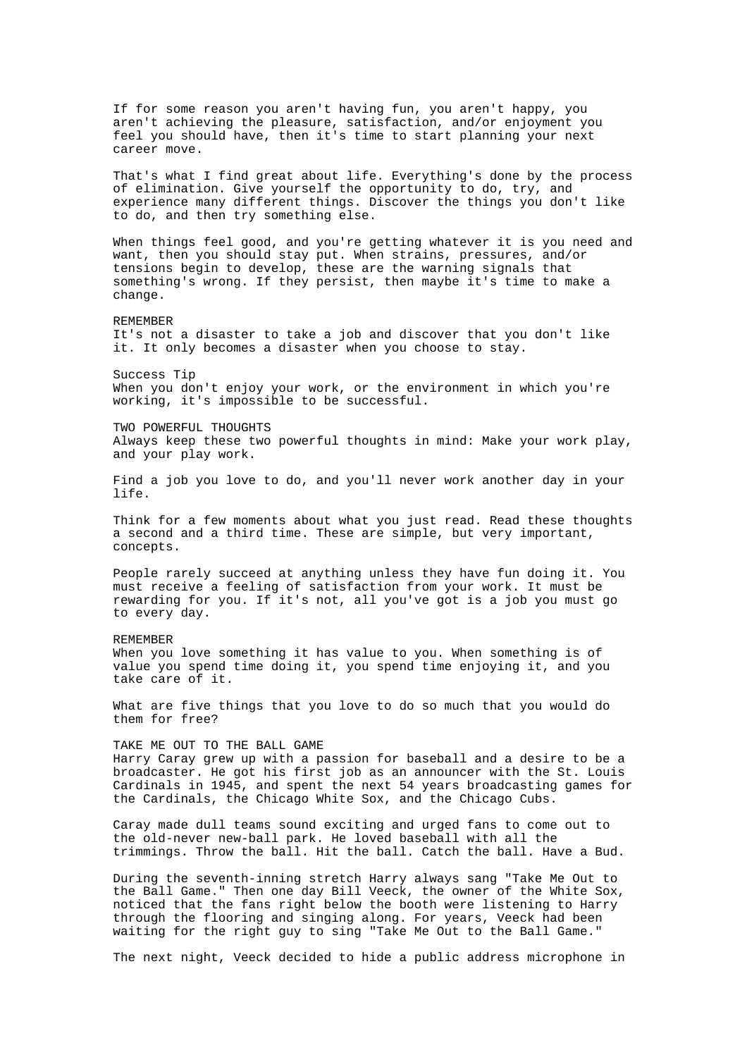If for some reason you aren't having fun, you aren't happy, you aren't achieving the pleasure, satisfaction, and/or enjoyment you feel you should have, then it's time to start planning your next career move.

That's what I find great about life. Everything's done by the process of elimination. Give yourself the opportunity to do, try, and experience many different things. Discover the things you don't like to do, and then try something else.

When things feel good, and you're getting whatever it is you need and want, then you should stay put. When strains, pressures, and/or tensions begin to develop, these are the warning signals that something's wrong. If they persist, then maybe it's time to make a change.

REMEMBER
It's not a disaster to take a job and discover that you don't like it. It only becomes a disaster when you choose to stay.

Success Tip
When you don't enjoy your work, or the environment in which you're working, it's impossible to be successful.

TWO POWERFUL THOUGHTS
Always keep these two powerful thoughts in mind: Make your work play, and your play work.

Find a job you love to do, and you'll never work another day in your life.

Think for a few moments about what you just read. Read these thoughts a second and a third time. These are simple, but very important, concepts.

People rarely succeed at anything unless they have fun doing it. You must receive a feeling of satisfaction from your work. It must be rewarding for you. If it's not, all you've got is a job you must go to every day.

REMEMBER
When you love something it has value to you. When something is of value you spend time doing it, you spend time enjoying it, and you take care of it.

What are five things that you love to do so much that you would do them for free?

TAKE ME OUT TO THE BALL GAME
Harry Caray grew up with a passion for baseball and a desire to be a broadcaster. He got his first job as an announcer with the St. Louis Cardinals in 1945, and spent the next 54 years broadcasting games for the Cardinals, the Chicago White Sox, and the Chicago Cubs.

Caray made dull teams sound exciting and urged fans to come out to the old-never new-ball park. He loved baseball with all the trimmings. Throw the ball. Hit the ball. Catch the ball. Have a Bud.

During the seventh-inning stretch Harry always sang "Take Me Out to the Ball Game." Then one day Bill Veeck, the owner of the White Sox, noticed that the fans right below the booth were listening to Harry through the flooring and singing along. For years, Veeck had been waiting for the right guy to sing "Take Me Out to the Ball Game."

The next night, Veeck decided to hide a public address microphone in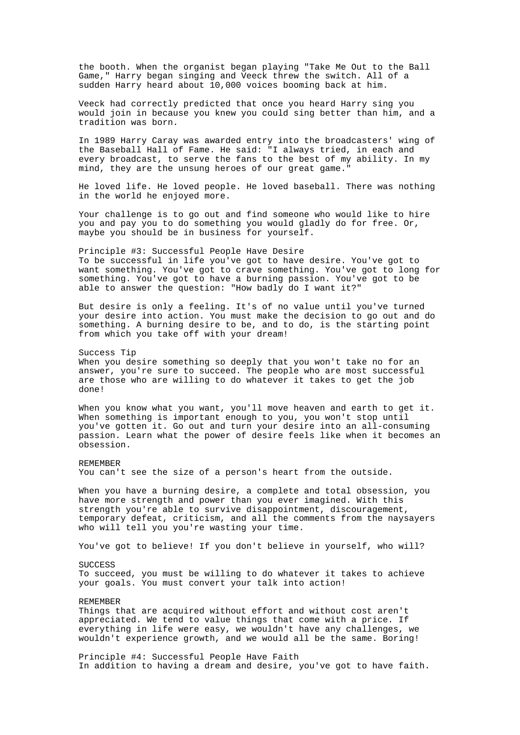the booth. When the organist began playing "Take Me Out to the Ball Game," Harry began singing and Veeck threw the switch. All of a sudden Harry heard about 10,000 voices booming back at him.

Veeck had correctly predicted that once you heard Harry sing you would join in because you knew you could sing better than him, and a tradition was born.

In 1989 Harry Caray was awarded entry into the broadcasters' wing of the Baseball Hall of Fame. He said: "I always tried, in each and every broadcast, to serve the fans to the best of my ability. In my mind, they are the unsung heroes of our great game."

He loved life. He loved people. He loved baseball. There was nothing in the world he enjoyed more.

Your challenge is to go out and find someone who would like to hire you and pay you to do something you would gladly do for free. Or, maybe you should be in business for yourself.

## Principle #3: Successful People Have Desire

To be successful in life you've got to have desire. You've got to want something. You've got to crave something. You've got to long for something. You've got to have a burning passion. You've got to be able to answer the question: "How badly do I want it?"

But desire is only a feeling. It's of no value until you've turned your desire into action. You must make the decision to go out and do something. A burning desire to be, and to do, is the starting point from which you take off with your dream!

### Success Tip

When you desire something so deeply that you won't take no for an answer, you're sure to succeed. The people who are most successful are those who are willing to do whatever it takes to get the job done!

When you know what you want, you'll move heaven and earth to get it. When something is important enough to you, you won't stop until you've gotten it. Go out and turn your desire into an all-consuming passion. Learn what the power of desire feels like when it becomes an obsession.

### REMEMBER

You can't see the size of a person's heart from the outside.

When you have a burning desire, a complete and total obsession, you have more strength and power than you ever imagined. With this strength you're able to survive disappointment, discouragement, temporary defeat, criticism, and all the comments from the naysayers who will tell you you're wasting your time.

You've got to believe! If you don't believe in yourself, who will?

### SUCCESS

To succeed, you must be willing to do whatever it takes to achieve your goals. You must convert your talk into action!

### REMEMBER

Things that are acquired without effort and without cost aren't appreciated. We tend to value things that come with a price. If everything in life were easy, we wouldn't have any challenges, we wouldn't experience growth, and we would all be the same. Boring!

## Principle #4: Successful People Have Faith

In addition to having a dream and desire, you've got to have faith.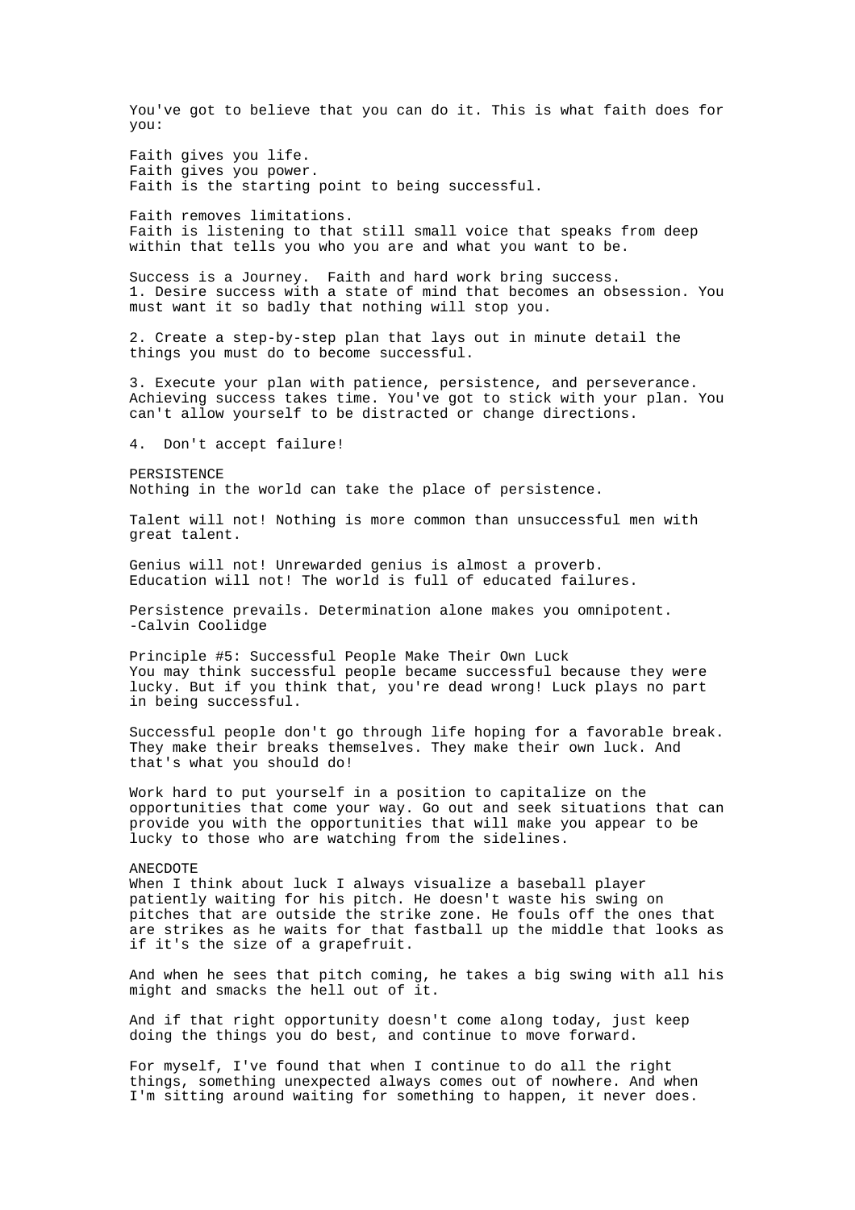You've got to believe that you can do it. This is what faith does for you:

Faith gives you life.
Faith gives you power.
Faith is the starting point to being successful.

Faith removes limitations.
Faith is listening to that still small voice that speaks from deep within that tells you who you are and what you want to be.

Success is a Journey. Faith and hard work bring success.

1. Desire success with a state of mind that becomes an obsession. You must want it so badly that nothing will stop you.

2. Create a step-by-step plan that lays out in minute detail the things you must do to become successful.

3. Execute your plan with patience, persistence, and perseverance. Achieving success takes time. You've got to stick with your plan. You can't allow yourself to be distracted or change directions.

4. Don't accept failure!

PERSISTENCE
Nothing in the world can take the place of persistence.

Talent will not! Nothing is more common than unsuccessful men with great talent.

Genius will not! Unrewarded genius is almost a proverb.
Education will not! The world is full of educated failures.

Persistence prevails. Determination alone makes you omnipotent.
-Calvin Coolidge

Principle #5: Successful People Make Their Own Luck
You may think successful people became successful because they were lucky. But if you think that, you're dead wrong! Luck plays no part in being successful.

Successful people don't go through life hoping for a favorable break. They make their breaks themselves. They make their own luck. And that's what you should do!

Work hard to put yourself in a position to capitalize on the opportunities that come your way. Go out and seek situations that can provide you with the opportunities that will make you appear to be lucky to those who are watching from the sidelines.

ANECDOTE
When I think about luck I always visualize a baseball player patiently waiting for his pitch. He doesn't waste his swing on pitches that are outside the strike zone. He fouls off the ones that are strikes as he waits for that fastball up the middle that looks as if it's the size of a grapefruit.

And when he sees that pitch coming, he takes a big swing with all his might and smacks the hell out of it.

And if that right opportunity doesn't come along today, just keep doing the things you do best, and continue to move forward.

For myself, I've found that when I continue to do all the right things, something unexpected always comes out of nowhere. And when I'm sitting around waiting for something to happen, it never does.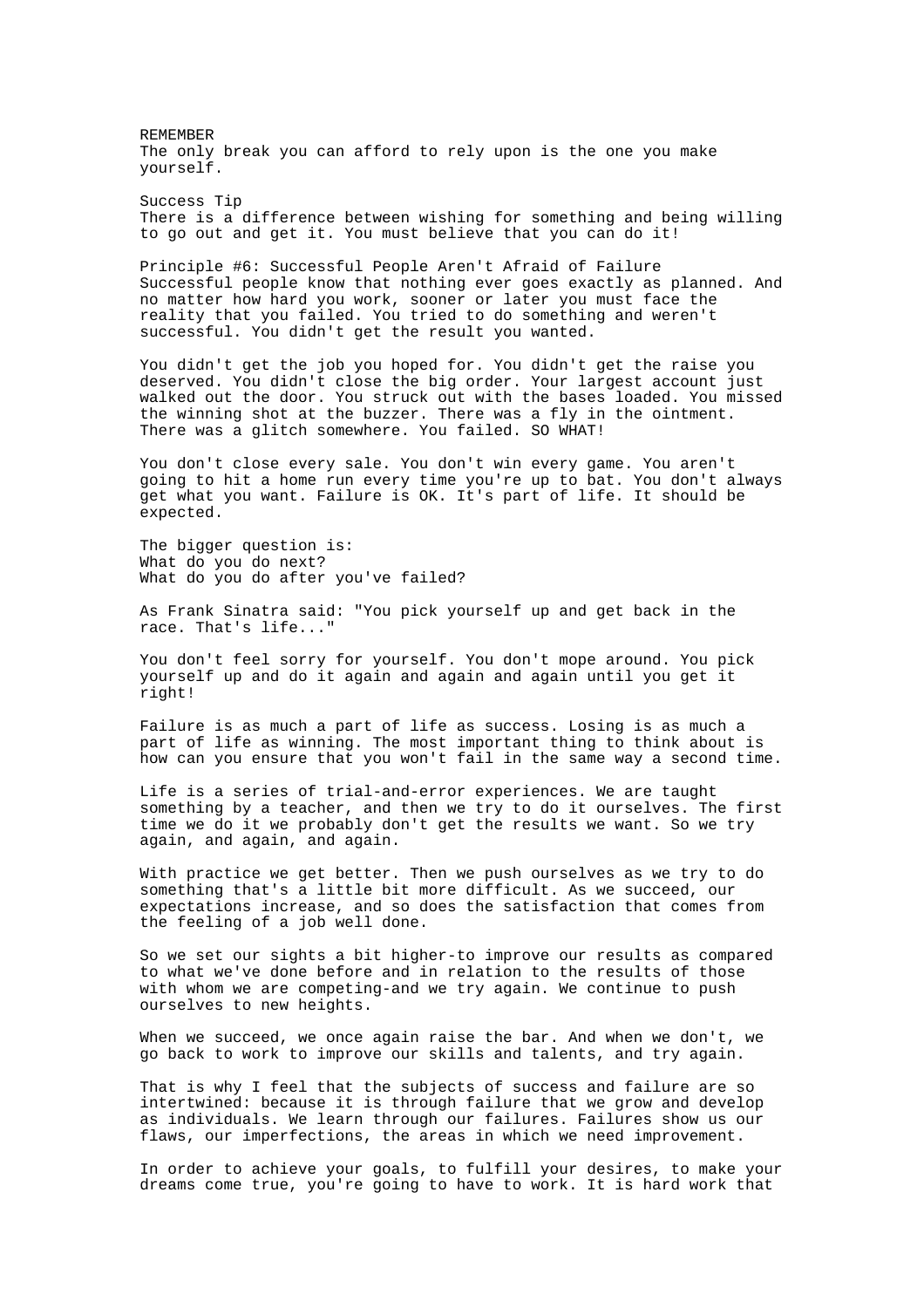REMEMBER
The only break you can afford to rely upon is the one you make yourself.

Success Tip
There is a difference between wishing for something and being willing to go out and get it. You must believe that you can do it!

## Principle #6: Successful People Aren't Afraid of Failure

Successful people know that nothing ever goes exactly as planned. And no matter how hard you work, sooner or later you must face the reality that you failed. You tried to do something and weren't successful. You didn't get the result you wanted.

You didn't get the job you hoped for. You didn't get the raise you deserved. You didn't close the big order. Your largest account just walked out the door. You struck out with the bases loaded. You missed the winning shot at the buzzer. There was a fly in the ointment. There was a glitch somewhere. You failed. SO WHAT!

You don't close every sale. You don't win every game. You aren't going to hit a home run every time you're up to bat. You don't always get what you want. Failure is OK. It's part of life. It should be expected.

The bigger question is:
What do you do next?
What do you do after you've failed?

As Frank Sinatra said: "You pick yourself up and get back in the race. That's life..."

You don't feel sorry for yourself. You don't mope around. You pick yourself up and do it again and again and again until you get it right!

Failure is as much a part of life as success. Losing is as much a part of life as winning. The most important thing to think about is how can you ensure that you won't fail in the same way a second time.

Life is a series of trial-and-error experiences. We are taught something by a teacher, and then we try to do it ourselves. The first time we do it we probably don't get the results we want. So we try again, and again, and again.

With practice we get better. Then we push ourselves as we try to do something that's a little bit more difficult. As we succeed, our expectations increase, and so does the satisfaction that comes from the feeling of a job well done.

So we set our sights a bit higher-to improve our results as compared to what we've done before and in relation to the results of those with whom we are competing-and we try again. We continue to push ourselves to new heights.

When we succeed, we once again raise the bar. And when we don't, we go back to work to improve our skills and talents, and try again.

That is why I feel that the subjects of success and failure are so intertwined: because it is through failure that we grow and develop as individuals. We learn through our failures. Failures show us our flaws, our imperfections, the areas in which we need improvement.

In order to achieve your goals, to fulfill your desires, to make your dreams come true, you're going to have to work. It is hard work that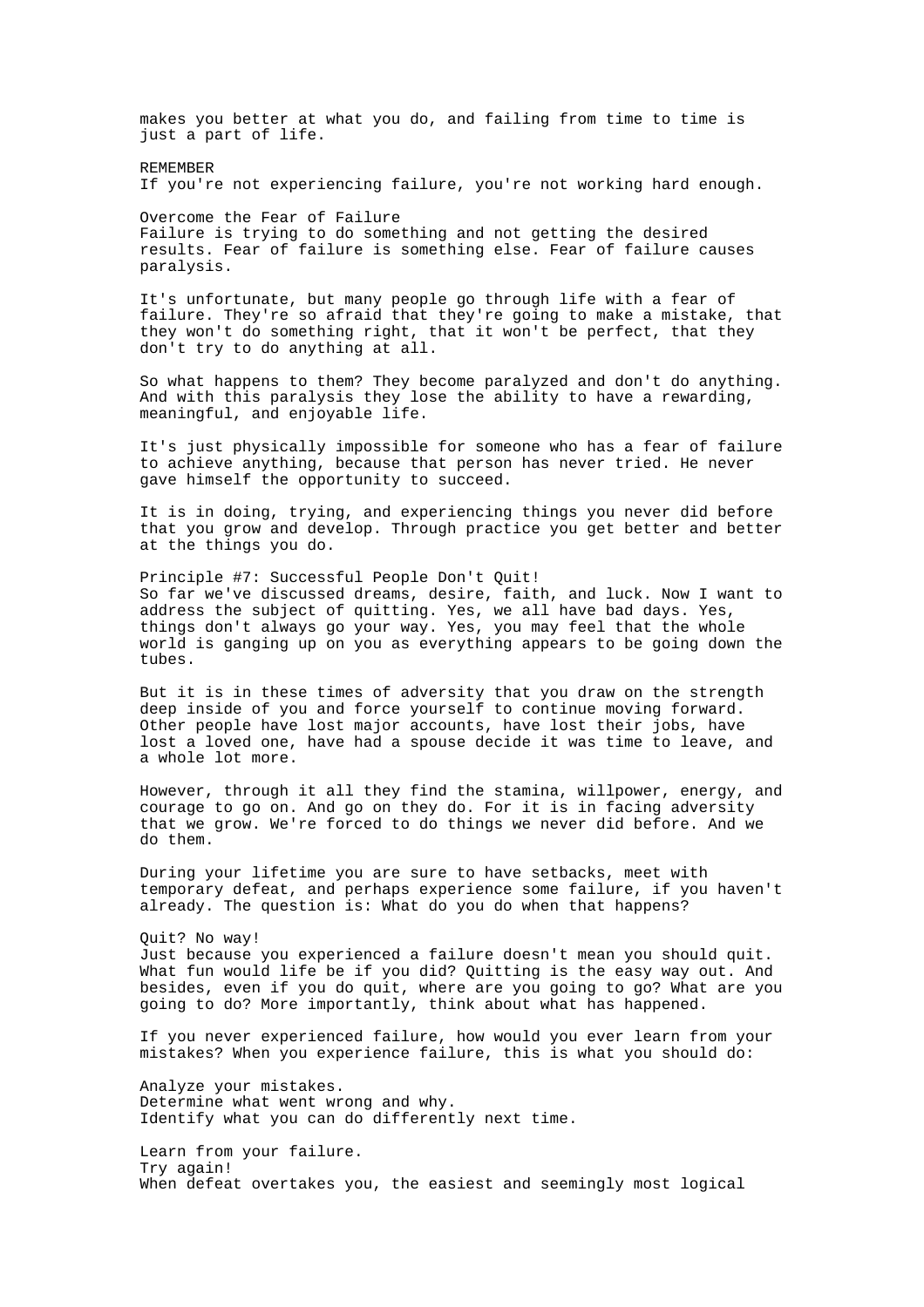makes you better at what you do, and failing from time to time is just a part of life.

**REMEMBER**
If you're not experiencing failure, you're not working hard enough.

## Overcome the Fear of Failure

Failure is trying to do something and not getting the desired results. Fear of failure is something else. Fear of failure causes paralysis.

It's unfortunate, but many people go through life with a fear of failure. They're so afraid that they're going to make a mistake, that they won't do something right, that it won't be perfect, that they don't try to do anything at all.

So what happens to them? They become paralyzed and don't do anything. And with this paralysis they lose the ability to have a rewarding, meaningful, and enjoyable life.

It's just physically impossible for someone who has a fear of failure to achieve anything, because that person has never tried. He never gave himself the opportunity to succeed.

It is in doing, trying, and experiencing things you never did before that you grow and develop. Through practice you get better and better at the things you do.

## Principle #7: Successful People Don't Quit!

So far we've discussed dreams, desire, faith, and luck. Now I want to address the subject of quitting. Yes, we all have bad days. Yes, things don't always go your way. Yes, you may feel that the whole world is ganging up on you as everything appears to be going down the tubes.

But it is in these times of adversity that you draw on the strength deep inside of you and force yourself to continue moving forward. Other people have lost major accounts, have lost their jobs, have lost a loved one, have had a spouse decide it was time to leave, and a whole lot more.

However, through it all they find the stamina, willpower, energy, and courage to go on. And go on they do. For it is in facing adversity that we grow. We're forced to do things we never did before. And we do them.

During your lifetime you are sure to have setbacks, meet with temporary defeat, and perhaps experience some failure, if you haven't already. The question is: What do you do when that happens?

### Quit? No way!

Just because you experienced a failure doesn't mean you should quit. What fun would life be if you did? Quitting is the easy way out. And besides, even if you do quit, where are you going to go? What are you going to do? More importantly, think about what has happened.

If you never experienced failure, how would you ever learn from your mistakes? When you experience failure, this is what you should do:

- Analyze your mistakes.
- Determine what went wrong and why.
- Identify what you can do differently next time.

- Learn from your failure.
- Try again!

When defeat overtakes you, the easiest and seemingly most logical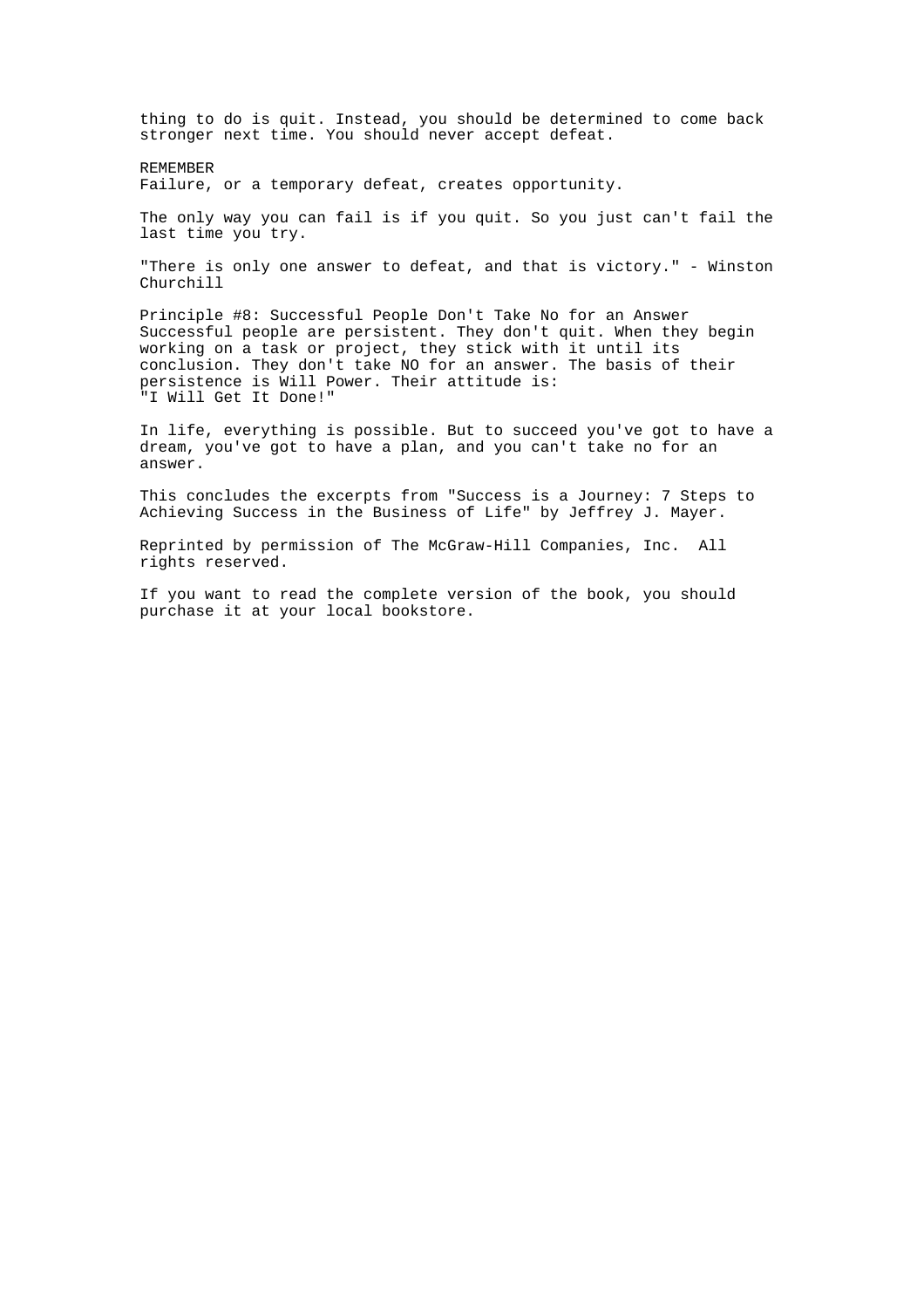thing to do is quit. Instead, you should be determined to come back stronger next time. You should never accept defeat.

REMEMBER
Failure, or a temporary defeat, creates opportunity.

The only way you can fail is if you quit. So you just can't fail the last time you try.

"There is only one answer to defeat, and that is victory." - Winston Churchill

Principle #8: Successful People Don't Take No for an Answer
Successful people are persistent. They don't quit. When they begin working on a task or project, they stick with it until its conclusion. They don't take NO for an answer. The basis of their persistence is Will Power. Their attitude is:
"I Will Get It Done!"

In life, everything is possible. But to succeed you've got to have a dream, you've got to have a plan, and you can't take no for an answer.

This concludes the excerpts from "Success is a Journey: 7 Steps to Achieving Success in the Business of Life" by Jeffrey J. Mayer.

Reprinted by permission of The McGraw-Hill Companies, Inc. All rights reserved.

If you want to read the complete version of the book, you should purchase it at your local bookstore.